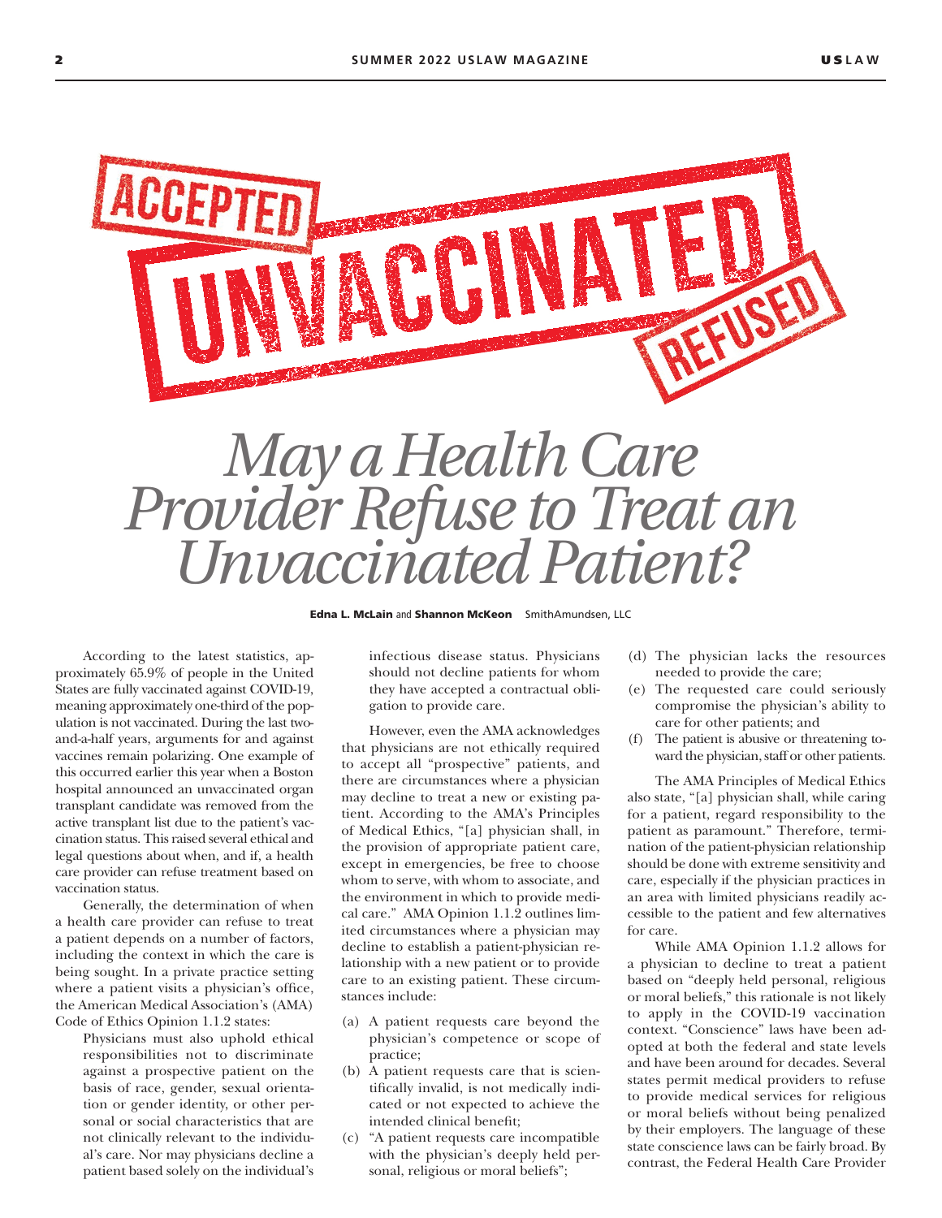# May a Health Care Provider Refuse to Treat an Unvaccinated Patient?

**Edna L. McLain** and **Shannon McKeon** SmithAmundsen, LLC

According to the latest statistics, approximately 65.9% of people in the United States are fully vaccinated against COVID-19, meaning approximately one-third of the population is not vaccinated. During the last two-and-a-half years, arguments for and against vaccines remain polarizing. One example of this occurred earlier this year when a Boston hospital announced an unvaccinated organ transplant candidate was removed from the active transplant list due to the patient's vaccination status. This raised several ethical and legal questions about when, and if, a health care provider can refuse treatment based on vaccination status.

Generally, the determination of when a health care provider can refuse to treat a patient depends on a number of factors, including the context in which the care is being sought. In a private practice setting where a patient visits a physician's office, the American Medical Association's (AMA) Code of Ethics Opinion 1.1.2 states:

> Physicians must also uphold ethical responsibilities not to discriminate against a prospective patient on the basis of race, gender, sexual orientation or gender identity, or other personal or social characteristics that are not clinically relevant to the individual's care. Nor may physicians decline a patient based solely on the individual's infectious disease status. Physicians should not decline patients for whom they have accepted a contractual obligation to provide care.

However, even the AMA acknowledges that physicians are not ethically required to accept all "prospective" patients, and there are circumstances where a physician may decline to treat a new or existing patient. According to the AMA's Principles of Medical Ethics, "[a] physician shall, in the provision of appropriate patient care, except in emergencies, be free to choose whom to serve, with whom to associate, and the environment in which to provide medical care." AMA Opinion 1.1.2 outlines limited circumstances where a physician may decline to establish a patient-physician relationship with a new patient or to provide care to an existing patient. These circumstances include:

(a) A patient requests care beyond the physician's competence or scope of practice;
(b) A patient requests care that is scientifically invalid, is not medically indicated or not expected to achieve the intended clinical benefit;
(c) "A patient requests care incompatible with the physician's deeply held personal, religious or moral beliefs";
(d) The physician lacks the resources needed to provide the care;
(e) The requested care could seriously compromise the physician's ability to care for other patients; and
(f) The patient is abusive or threatening toward the physician, staff or other patients.

The AMA Principles of Medical Ethics also state, "[a] physician shall, while caring for a patient, regard responsibility to the patient as paramount." Therefore, termination of the patient-physician relationship should be done with extreme sensitivity and care, especially if the physician practices in an area with limited physicians readily accessible to the patient and few alternatives for care.

While AMA Opinion 1.1.2 allows for a physician to decline to treat a patient based on "deeply held personal, religious or moral beliefs," this rationale is not likely to apply in the COVID-19 vaccination context. "Conscience" laws have been adopted at both the federal and state levels and have been around for decades. Several states permit medical providers to refuse to provide medical services for religious or moral beliefs without being penalized by their employers. The language of these state conscience laws can be fairly broad. By contrast, the Federal Health Care Provider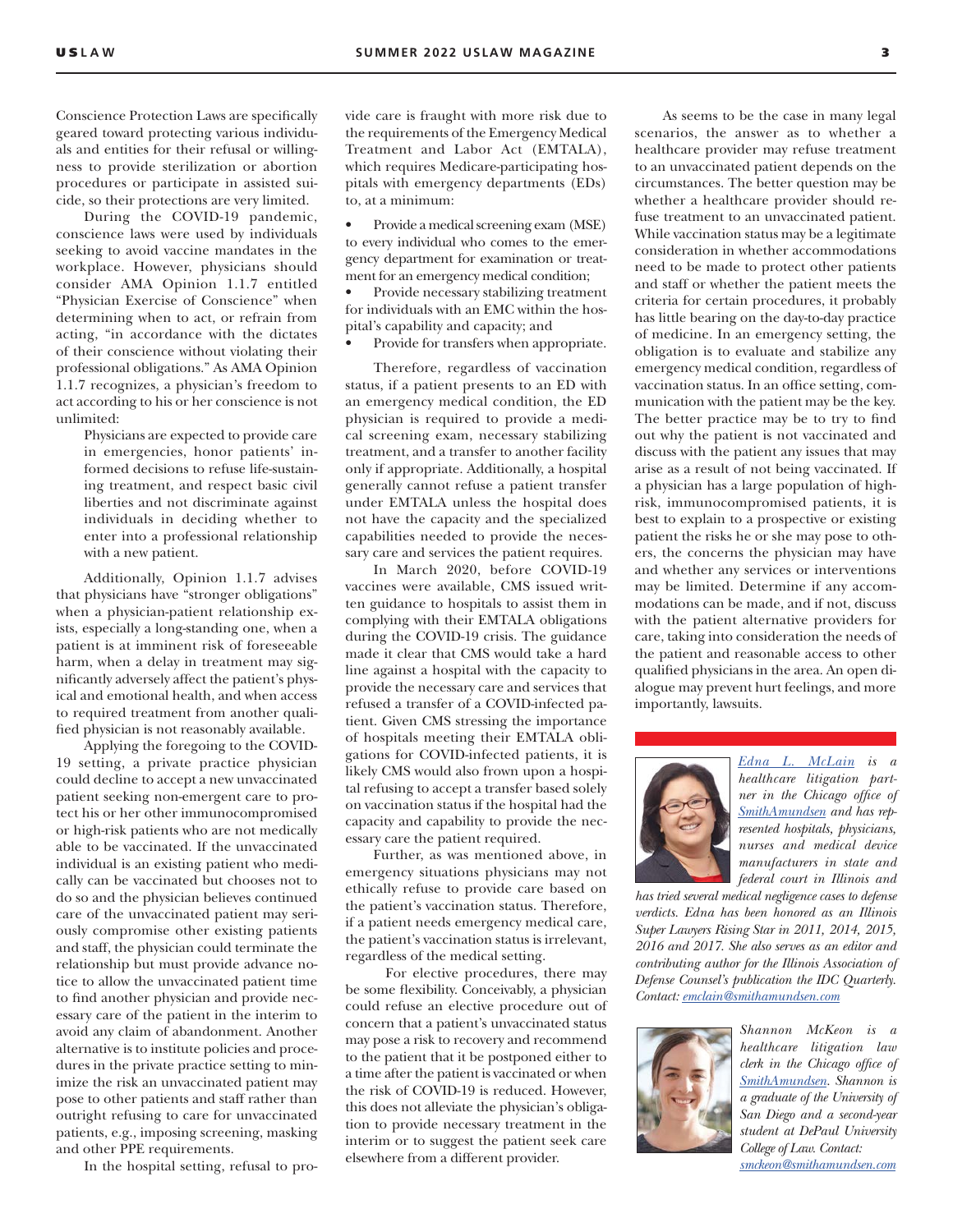Conscience Protection Laws are specifically geared toward protecting various individuals and entities for their refusal or willingness to provide sterilization or abortion procedures or participate in assisted suicide, so their protections are very limited.

During the COVID-19 pandemic, conscience laws were used by individuals seeking to avoid vaccine mandates in the workplace. However, physicians should consider AMA Opinion 1.1.7 entitled "Physician Exercise of Conscience" when determining when to act, or refrain from acting, "in accordance with the dictates of their conscience without violating their professional obligations." As AMA Opinion 1.1.7 recognizes, a physician's freedom to act according to his or her conscience is not unlimited:

> Physicians are expected to provide care in emergencies, honor patients' informed decisions to refuse life-sustaining treatment, and respect basic civil liberties and not discriminate against individuals in deciding whether to enter into a professional relationship with a new patient.

Additionally, Opinion 1.1.7 advises that physicians have "stronger obligations" when a physician-patient relationship exists, especially a long-standing one, when a patient is at imminent risk of foreseeable harm, when a delay in treatment may significantly adversely affect the patient's physical and emotional health, and when access to required treatment from another qualified physician is not reasonably available.

Applying the foregoing to the COVID-19 setting, a private practice physician could decline to accept a new unvaccinated patient seeking non-emergent care to protect his or her other immunocompromised or high-risk patients who are not medically able to be vaccinated. If the unvaccinated individual is an existing patient who medically can be vaccinated but chooses not to do so and the physician believes continued care of the unvaccinated patient may seriously compromise other existing patients and staff, the physician could terminate the relationship but must provide advance notice to allow the unvaccinated patient time to find another physician and provide necessary care of the patient in the interim to avoid any claim of abandonment. Another alternative is to institute policies and procedures in the private practice setting to minimize the risk an unvaccinated patient may pose to other patients and staff rather than outright refusing to care for unvaccinated patients, e.g., imposing screening, masking and other PPE requirements.

In the hospital setting, refusal to provide care is fraught with more risk due to the requirements of the Emergency Medical Treatment and Labor Act (EMTALA), which requires Medicare-participating hospitals with emergency departments (EDs) to, at a minimum:

- Provide a medical screening exam (MSE) to every individual who comes to the emergency department for examination or treatment for an emergency medical condition;
- Provide necessary stabilizing treatment for individuals with an EMC within the hospital's capability and capacity; and
- Provide for transfers when appropriate.

Therefore, regardless of vaccination status, if a patient presents to an ED with an emergency medical condition, the ED physician is required to provide a medical screening exam, necessary stabilizing treatment, and a transfer to another facility only if appropriate. Additionally, a hospital generally cannot refuse a patient transfer under EMTALA unless the hospital does not have the capacity and the specialized capabilities needed to provide the necessary care and services the patient requires.

In March 2020, before COVID-19 vaccines were available, CMS issued written guidance to hospitals to assist them in complying with their EMTALA obligations during the COVID-19 crisis. The guidance made it clear that CMS would take a hard line against a hospital with the capacity to provide the necessary care and services that refused a transfer of a COVID-infected patient. Given CMS stressing the importance of hospitals meeting their EMTALA obligations for COVID-infected patients, it is likely CMS would also frown upon a hospital refusing to accept a transfer based solely on vaccination status if the hospital had the capacity and capability to provide the necessary care the patient required.

Further, as was mentioned above, in emergency situations physicians may not ethically refuse to provide care based on the patient's vaccination status. Therefore, if a patient needs emergency medical care, the patient's vaccination status is irrelevant, regardless of the medical setting.

For elective procedures, there may be some flexibility. Conceivably, a physician could refuse an elective procedure out of concern that a patient's unvaccinated status may pose a risk to recovery and recommend to the patient that it be postponed either to a time after the patient is vaccinated or when the risk of COVID-19 is reduced. However, this does not alleviate the physician's obligation to provide necessary treatment in the interim or to suggest the patient seek care elsewhere from a different provider.

As seems to be the case in many legal scenarios, the answer as to whether a healthcare provider may refuse treatment to an unvaccinated patient depends on the circumstances. The better question may be whether a healthcare provider should refuse treatment to an unvaccinated patient. While vaccination status may be a legitimate consideration in whether accommodations need to be made to protect other patients and staff or whether the patient meets the criteria for certain procedures, it probably has little bearing on the day-to-day practice of medicine. In an emergency setting, the obligation is to evaluate and stabilize any emergency medical condition, regardless of vaccination status. In an office setting, communication with the patient may be the key. The better practice may be to try to find out why the patient is not vaccinated and discuss with the patient any issues that may arise as a result of not being vaccinated. If a physician has a large population of high-risk, immunocompromised patients, it is best to explain to a prospective or existing patient the risks he or she may pose to others, the concerns the physician may have and whether any services or interventions may be limited. Determine if any accommodations can be made, and if not, discuss with the patient alternative providers for care, taking into consideration the needs of the patient and reasonable access to other qualified physicians in the area. An open dialogue may prevent hurt feelings, and more importantly, lawsuits.

*Edna L. McLain is a healthcare litigation partner in the Chicago office of SmithAmundsen and has represented hospitals, physicians, nurses and medical device manufacturers in state and federal court in Illinois and has tried several medical negligence cases to defense verdicts. Edna has been honored as an Illinois Super Lawyers Rising Star in 2011, 2014, 2015, 2016 and 2017. She also serves as an editor and contributing author for the Illinois Association of Defense Counsel's publication the IDC Quarterly. Contact: emclain@smithamundsen.com*

*Shannon McKeon is a healthcare litigation law clerk in the Chicago office of SmithAmundsen. Shannon is a graduate of the University of San Diego and a second-year student at DePaul University College of Law. Contact: smckeon@smithamundsen.com*